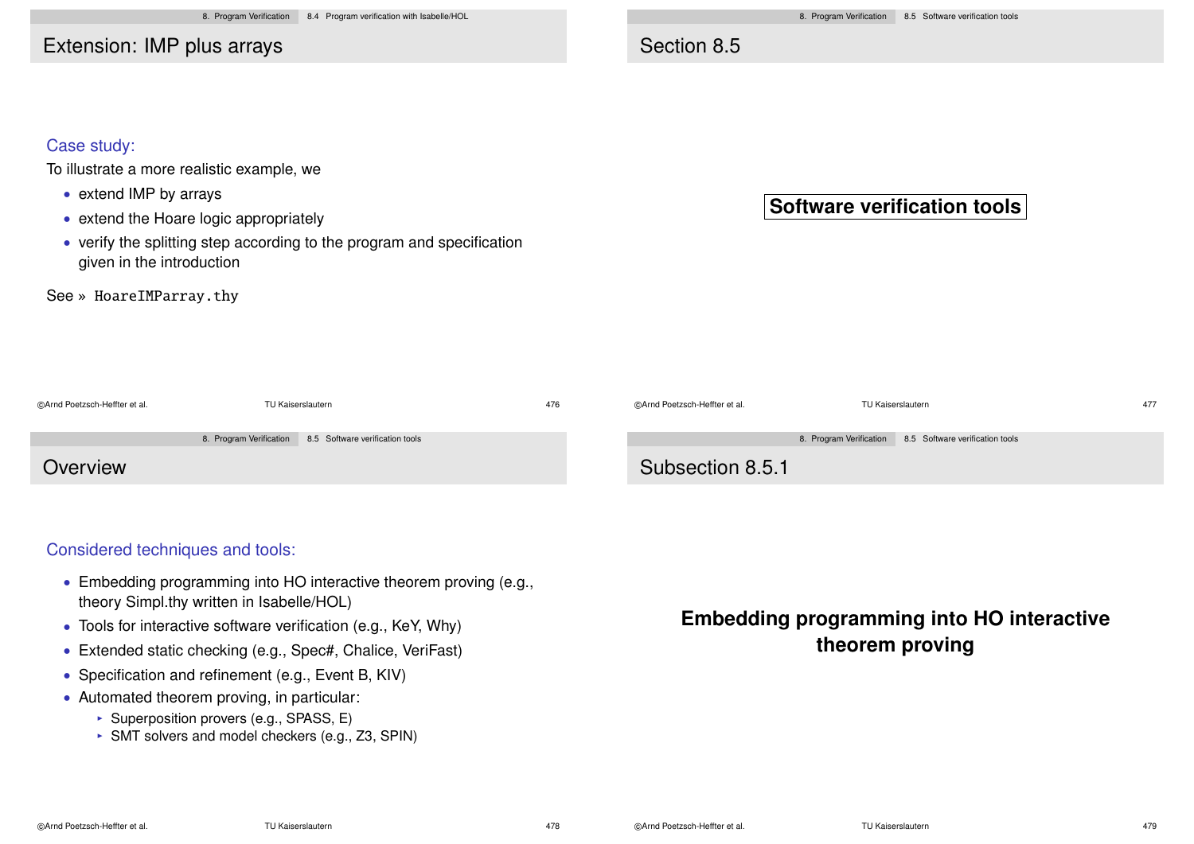## Extension: IMP plus arrays

Case study:

To illustrate a more realistic example, we

- extend IMP by arrays
- extend the Hoare logic appropriately
- verify the splitting step according to the program and specification given in the introduction

See » `HoareIMParray.thy`

## Section 8.5

**Software verification tools**

## Overview

Considered techniques and tools:

- Embedding programming into HO interactive theorem proving (e.g., theory Simpl.thy written in Isabelle/HOL)
- Tools for interactive software verification (e.g., KeY, Why)
- Extended static checking (e.g., Spec#, Chalice, VeriFast)
- Specification and refinement (e.g., Event B, KIV)
- Automated theorem proving, in particular:
  - Superposition provers (e.g., SPASS, E)
  - SMT solvers and model checkers (e.g., Z3, SPIN)

## Subsection 8.5.1

**Embedding programming into HO interactive theorem proving**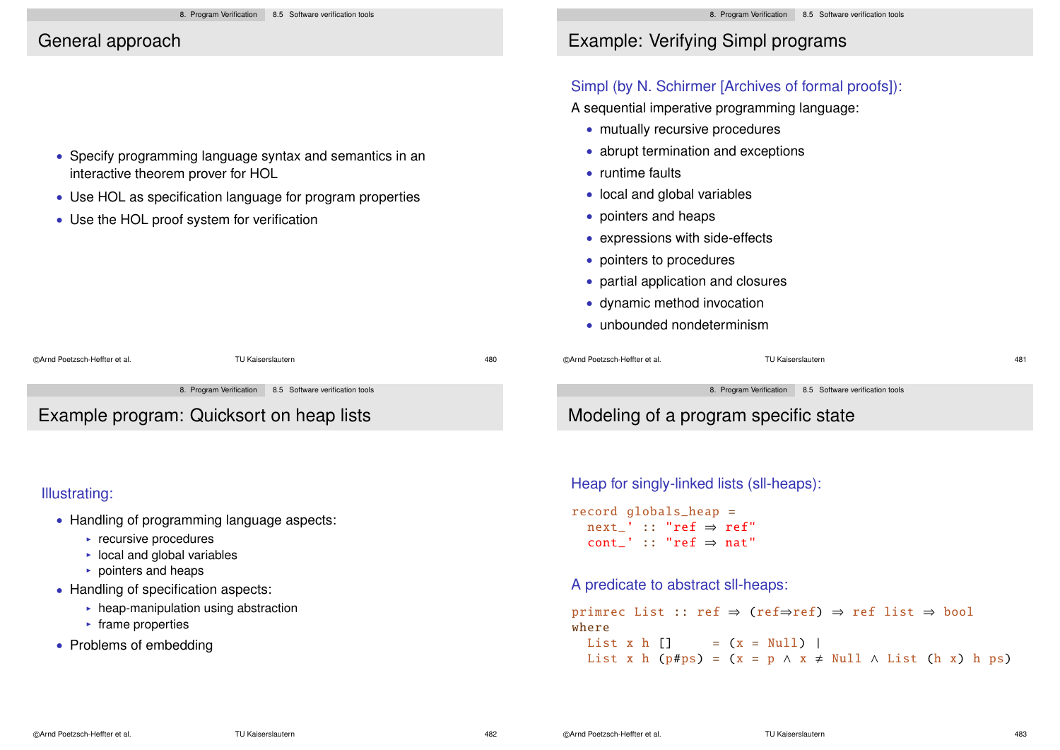## General approach

- Specify programming language syntax and semantics in an interactive theorem prover for HOL
- Use HOL as specification language for program properties
- Use the HOL proof system for verification

## Example: Verifying Simpl programs

Simpl (by N. Schirmer [Archives of formal proofs]):

A sequential imperative programming language:

- mutually recursive procedures
- abrupt termination and exceptions
- runtime faults
- local and global variables
- pointers and heaps
- expressions with side-effects
- pointers to procedures
- partial application and closures
- dynamic method invocation
- unbounded nondeterminism

## Example program: Quicksort on heap lists

Illustrating:

- Handling of programming language aspects:
  - recursive procedures
  - local and global variables
  - pointers and heaps
- Handling of specification aspects:
  - heap-manipulation using abstraction
  - frame properties
- Problems of embedding

## Modeling of a program specific state

Heap for singly-linked lists (sll-heaps):

```
record globals_heap =
  next_' :: "ref ⇒ ref"
  cont_' :: "ref ⇒ nat"
```

A predicate to abstract sll-heaps:

```
primrec List :: ref ⇒ (ref⇒ref) ⇒ ref list ⇒ bool
where
  List x h []     = (x = Null) |
  List x h (p#ps) = (x = p ∧ x ≠ Null ∧ List (h x) h ps)
```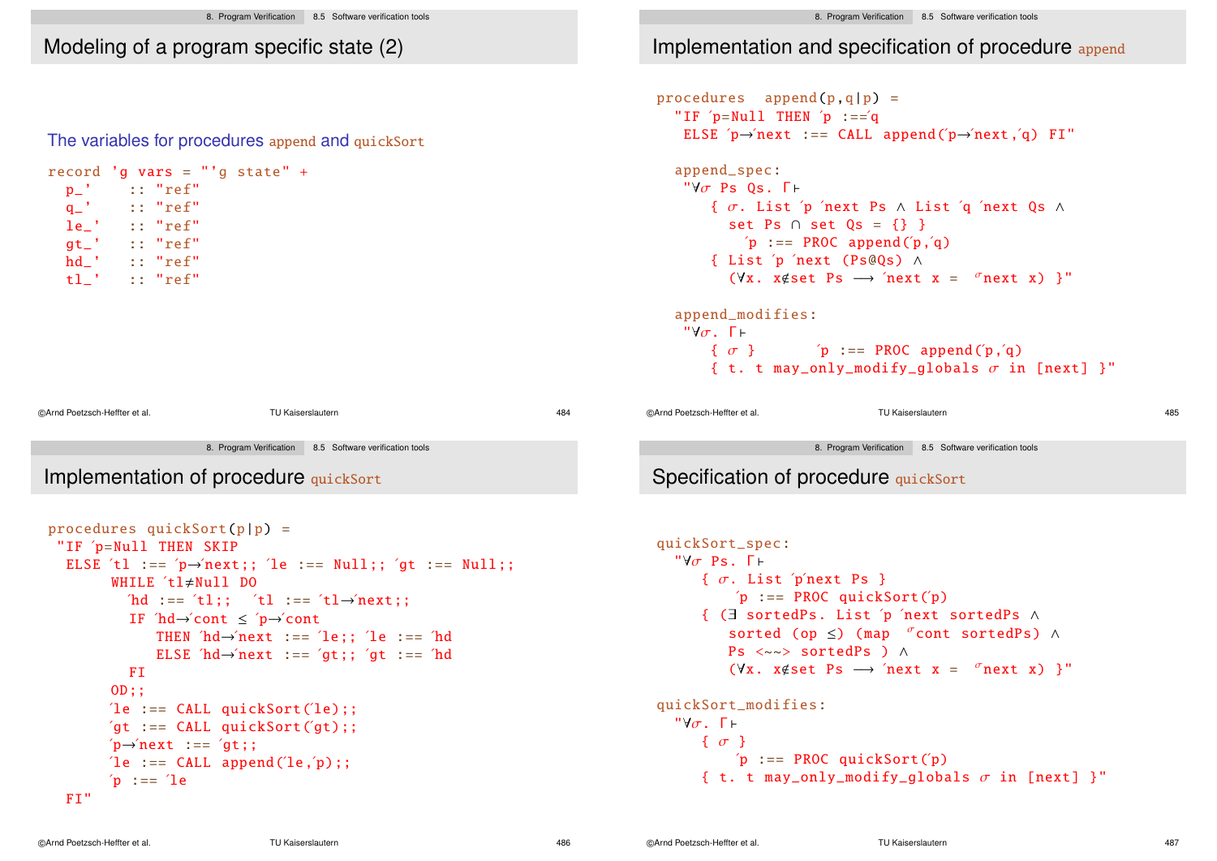## Modeling of a program specific state (2)

The variables for procedures append and quickSort

```
record 'g vars = "'g state" +
  p_'    :: "ref"
  q_'    :: "ref"
  le_'   :: "ref"
  gt_'   :: "ref"
  hd_'   :: "ref"
  tl_'   :: "ref"
```

## Implementation and specification of procedure append

```
procedures  append(p,q|p) =
  "IF ´p=Null THEN ´p :==´q
   ELSE ´p→´next :== CALL append(´p→´next,´q) FI"

  append_spec:
   "∀σ Ps Qs. Γ⊢
      { σ. List ´p ´next Ps ∧ List ´q ´next Qs ∧
        set Ps ∩ set Qs = {} }
         ´p :== PROC append(´p,´q)
      { List ´p ´next (Ps@Qs) ∧
        (∀x. x∉set Ps ⟶ ´next x =  ^σnext x) }"

  append_modifies:
   "∀σ. Γ⊢
      { σ }       ´p :== PROC append(´p,´q)
      { t. t may_only_modify_globals σ in [next] }"
```

## Implementation of procedure quickSort

```
procedures quickSort(p|p) =
 "IF ´p=Null THEN SKIP
  ELSE ´tl :== ´p→´next;; ´le :== Null;; ´gt :== Null;;
       WHILE ´tl≠Null DO
         ´hd :== ´tl;;  ´tl :== ´tl→´next;;
         IF ´hd→´cont ≤ ´p→´cont
            THEN ´hd→´next :== ´le;; ´le :== ´hd
            ELSE ´hd→´next :== ´gt;; ´gt :== ´hd
         FI
       OD;;
       ´le :== CALL quickSort(´le);;
       ´gt :== CALL quickSort(´gt);;
       ´p→´next :== ´gt;;
       ´le :== CALL append(´le,´p);;
       ´p :== ´le
  FI"
```

## Specification of procedure quickSort

```
quickSort_spec:
  "∀σ Ps. Γ⊢
     { σ. List ´p´next Ps }
         ´p :== PROC quickSort(´p)
     { (∃ sortedPs. List ´p ´next sortedPs ∧
        sorted (op ≤) (map  ^σcont sortedPs) ∧
        Ps <~~> sortedPs ) ∧
        (∀x. x∉set Ps ⟶ ´next x =  ^σnext x) }"

quickSort_modifies:
  "∀σ. Γ⊢
     { σ }
         ´p :== PROC quickSort(´p)
     { t. t may_only_modify_globals σ in [next] }"
```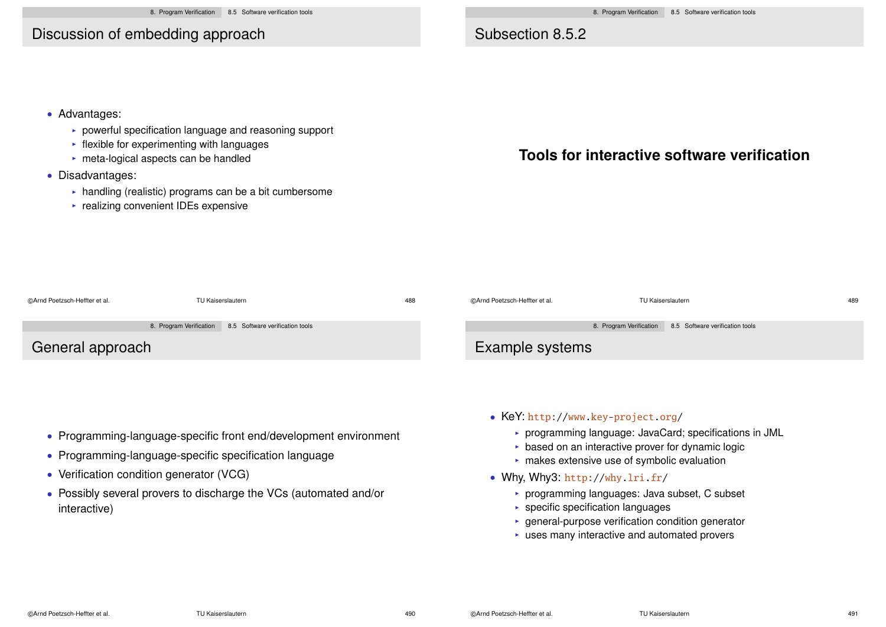## Discussion of embedding approach

- Advantages:
  - powerful specification language and reasoning support
  - flexible for experimenting with languages
  - meta-logical aspects can be handled
- Disadvantages:
  - handling (realistic) programs can be a bit cumbersome
  - realizing convenient IDEs expensive

## Subsection 8.5.2

**Tools for interactive software verification**

## General approach

- Programming-language-specific front end/development environment
- Programming-language-specific specification language
- Verification condition generator (VCG)
- Possibly several provers to discharge the VCs (automated and/or interactive)

## Example systems

- KeY: http://www.key-project.org/
  - programming language: JavaCard; specifications in JML
  - based on an interactive prover for dynamic logic
  - makes extensive use of symbolic evaluation
- Why, Why3: http://why.lri.fr/
  - programming languages: Java subset, C subset
  - specific specification languages
  - general-purpose verification condition generator
  - uses many interactive and automated provers